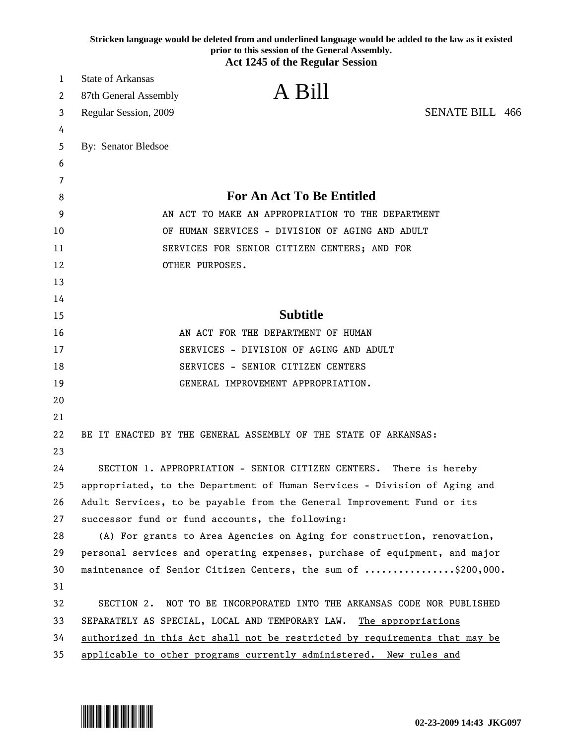**Stricken language would be deleted from and underlined language would be added to the law as it existed prior to this session of the General Assembly.**

**Act 1245 of the Regular Session**

State of Arkansas
87th General Assembly
Regular Session, 2009

# A Bill

SENATE BILL 466

By: Senator Bledsoe

## For An Act To Be Entitled

AN ACT TO MAKE AN APPROPRIATION TO THE DEPARTMENT OF HUMAN SERVICES - DIVISION OF AGING AND ADULT SERVICES FOR SENIOR CITIZEN CENTERS; AND FOR OTHER PURPOSES.

## Subtitle

AN ACT FOR THE DEPARTMENT OF HUMAN SERVICES - DIVISION OF AGING AND ADULT SERVICES - SENIOR CITIZEN CENTERS GENERAL IMPROVEMENT APPROPRIATION.

BE IT ENACTED BY THE GENERAL ASSEMBLY OF THE STATE OF ARKANSAS:

SECTION 1. APPROPRIATION - SENIOR CITIZEN CENTERS. There is hereby appropriated, to the Department of Human Services - Division of Aging and Adult Services, to be payable from the General Improvement Fund or its successor fund or fund accounts, the following:

(A) For grants to Area Agencies on Aging for construction, renovation, personal services and operating expenses, purchase of equipment, and major maintenance of Senior Citizen Centers, the sum of ................$200,000.

SECTION 2. NOT TO BE INCORPORATED INTO THE ARKANSAS CODE NOR PUBLISHED SEPARATELY AS SPECIAL, LOCAL AND TEMPORARY LAW. <u>The appropriations authorized in this Act shall not be restricted by requirements that may be applicable to other programs currently administered. New rules and</u>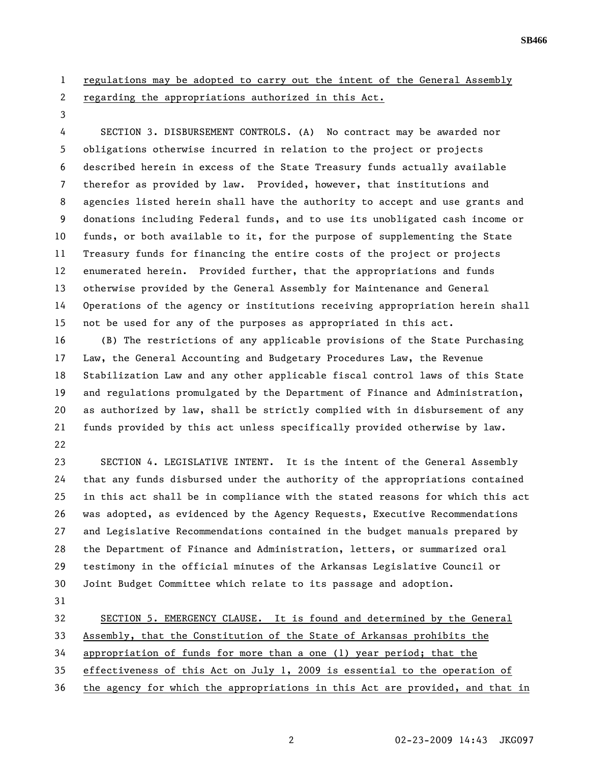regulations may be adopted to carry out the intent of the General Assembly regarding the appropriations authorized in this Act.

SECTION 3. DISBURSEMENT CONTROLS. (A) No contract may be awarded nor obligations otherwise incurred in relation to the project or projects described herein in excess of the State Treasury funds actually available therefor as provided by law. Provided, however, that institutions and agencies listed herein shall have the authority to accept and use grants and donations including Federal funds, and to use its unobligated cash income or funds, or both available to it, for the purpose of supplementing the State Treasury funds for financing the entire costs of the project or projects enumerated herein. Provided further, that the appropriations and funds otherwise provided by the General Assembly for Maintenance and General Operations of the agency or institutions receiving appropriation herein shall not be used for any of the purposes as appropriated in this act.

(B) The restrictions of any applicable provisions of the State Purchasing Law, the General Accounting and Budgetary Procedures Law, the Revenue Stabilization Law and any other applicable fiscal control laws of this State and regulations promulgated by the Department of Finance and Administration, as authorized by law, shall be strictly complied with in disbursement of any funds provided by this act unless specifically provided otherwise by law.

SECTION 4. LEGISLATIVE INTENT. It is the intent of the General Assembly that any funds disbursed under the authority of the appropriations contained in this act shall be in compliance with the stated reasons for which this act was adopted, as evidenced by the Agency Requests, Executive Recommendations and Legislative Recommendations contained in the budget manuals prepared by the Department of Finance and Administration, letters, or summarized oral testimony in the official minutes of the Arkansas Legislative Council or Joint Budget Committee which relate to its passage and adoption.

SECTION 5. EMERGENCY CLAUSE. It is found and determined by the General Assembly, that the Constitution of the State of Arkansas prohibits the appropriation of funds for more than a one (1) year period; that the effectiveness of this Act on July 1, 2009 is essential to the operation of the agency for which the appropriations in this Act are provided, and that in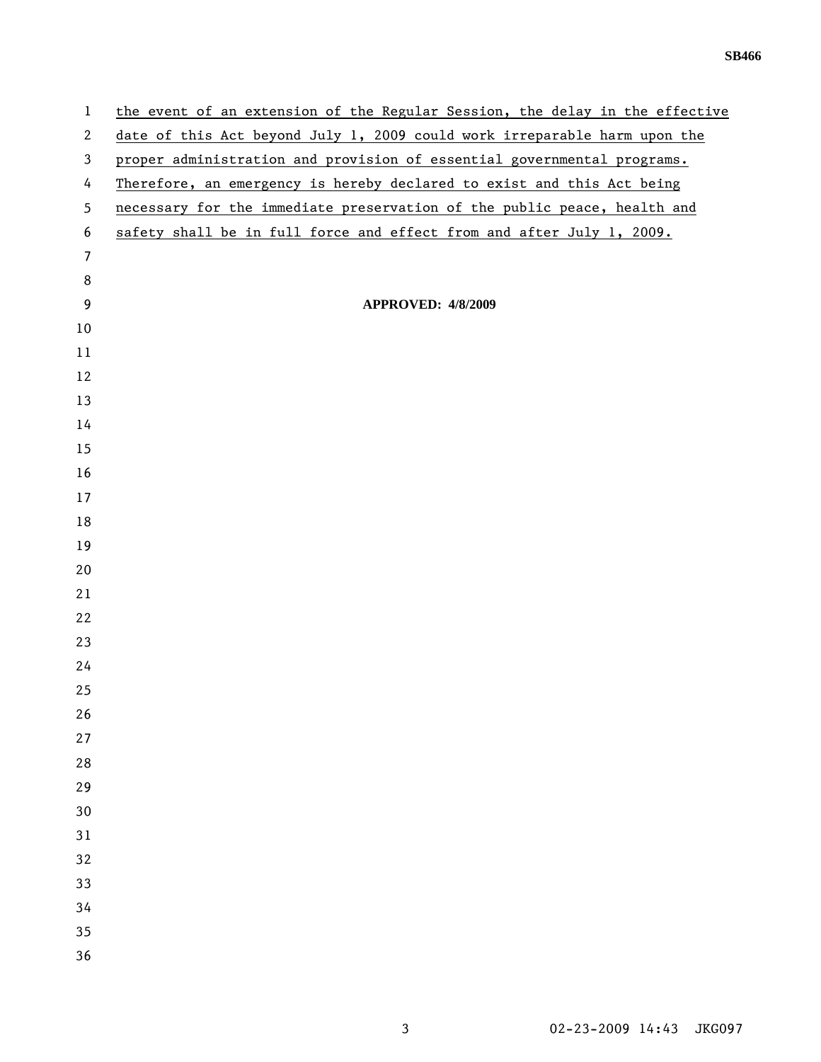the event of an extension of the Regular Session, the delay in the effective date of this Act beyond July 1, 2009 could work irreparable harm upon the proper administration and provision of essential governmental programs. Therefore, an emergency is hereby declared to exist and this Act being necessary for the immediate preservation of the public peace, health and safety shall be in full force and effect from and after July 1, 2009.

**APPROVED: 4/8/2009**